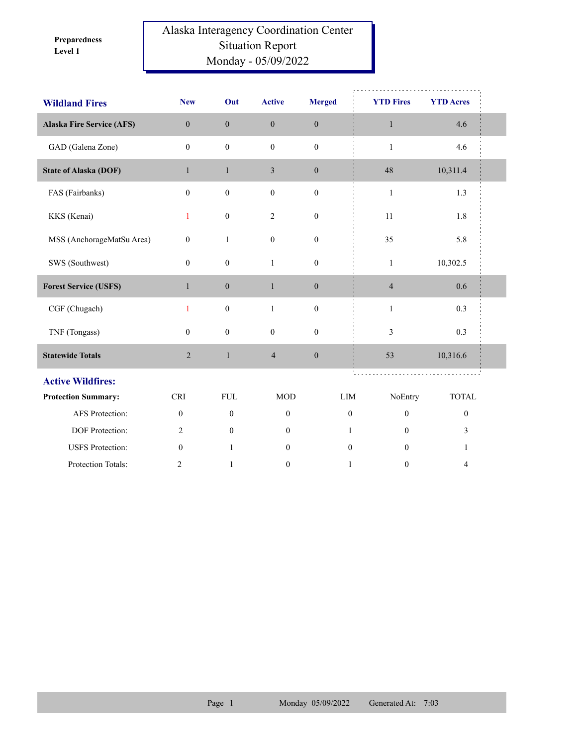**Preparedness Level 1**

# Alaska Interagency Coordination Center Situation Report Monday - 05/09/2022

## Wildland Fires

| Wildland Fires | New | Out | Active | Merged | YTD Fires | YTD Acres |
|---|---|---|---|---|---|---|
| **Alaska Fire Service (AFS)** | 0 | 0 | 0 | 0 | 1 | 4.6 |
| GAD (Galena Zone) | 0 | 0 | 0 | 0 | 1 | 4.6 |
| **State of Alaska (DOF)** | 1 | 1 | 3 | 0 | 48 | 10,311.4 |
| FAS (Fairbanks) | 0 | 0 | 0 | 0 | 1 | 1.3 |
| KKS (Kenai) | 1 | 0 | 2 | 0 | 11 | 1.8 |
| MSS (AnchorageMatSu Area) | 0 | 1 | 0 | 0 | 35 | 5.8 |
| SWS (Southwest) | 0 | 0 | 1 | 0 | 1 | 10,302.5 |
| **Forest Service (USFS)** | 1 | 0 | 1 | 0 | 4 | 0.6 |
| CGF (Chugach) | 1 | 0 | 1 | 0 | 1 | 0.3 |
| TNF (Tongass) | 0 | 0 | 0 | 0 | 3 | 0.3 |
| **Statewide Totals** | 2 | 1 | 4 | 0 | 53 | 10,316.6 |

## Active Wildfires:

| **Protection Summary:** | CRI | FUL | MOD | LIM | NoEntry | TOTAL |
|---|---|---|---|---|---|---|
| AFS Protection: | 0 | 0 | 0 | 0 | 0 | 0 |
| DOF Protection: | 2 | 0 | 0 | 1 | 0 | 3 |
| USFS Protection: | 0 | 1 | 0 | 0 | 0 | 1 |
| Protection Totals: | 2 | 1 | 0 | 1 | 0 | 4 |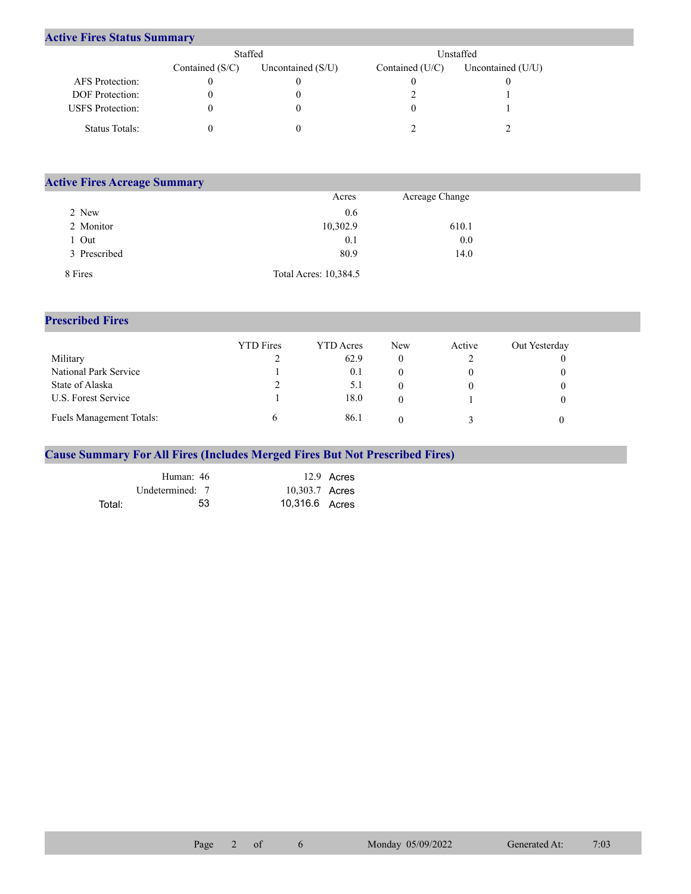## Active Fires Status Summary

| | Staffed | | Unstaffed | |
|---|---|---|---|---|
| | Contained (S/C) | Uncontained (S/U) | Contained (U/C) | Uncontained (U/U) |
| AFS Protection: | 0 | 0 | 0 | 0 |
| DOF Protection: | 0 | 0 | 2 | 1 |
| USFS Protection: | 0 | 0 | 0 | 1 |
| Status Totals: | 0 | 0 | 2 | 2 |

## Active Fires Acreage Summary

| | Acres | Acreage Change |
|---|---|---|
| 2 New | 0.6 | |
| 2 Monitor | 10,302.9 | 610.1 |
| 1 Out | 0.1 | 0.0 |
| 3 Prescribed | 80.9 | 14.0 |
| 8 Fires | Total Acres: 10,384.5 | |

## Prescribed Fires

| | YTD Fires | YTD Acres | New | Active | Out Yesterday |
|---|---|---|---|---|---|
| Military | 2 | 62.9 | 0 | 2 | 0 |
| National Park Service | 1 | 0.1 | 0 | 0 | 0 |
| State of Alaska | 2 | 5.1 | 0 | 0 | 0 |
| U.S. Forest Service | 1 | 18.0 | 0 | 1 | 0 |
| Fuels Management Totals: | 6 | 86.1 | 0 | 3 | 0 |

## Cause Summary For All Fires (Includes Merged Fires But Not Prescribed Fires)

| | | |
|---|---|---|
| Human: | 46 | 12.9 Acres |
| Undetermined: | 7 | 10,303.7 Acres |
| Total: | 53 | 10,316.6 Acres |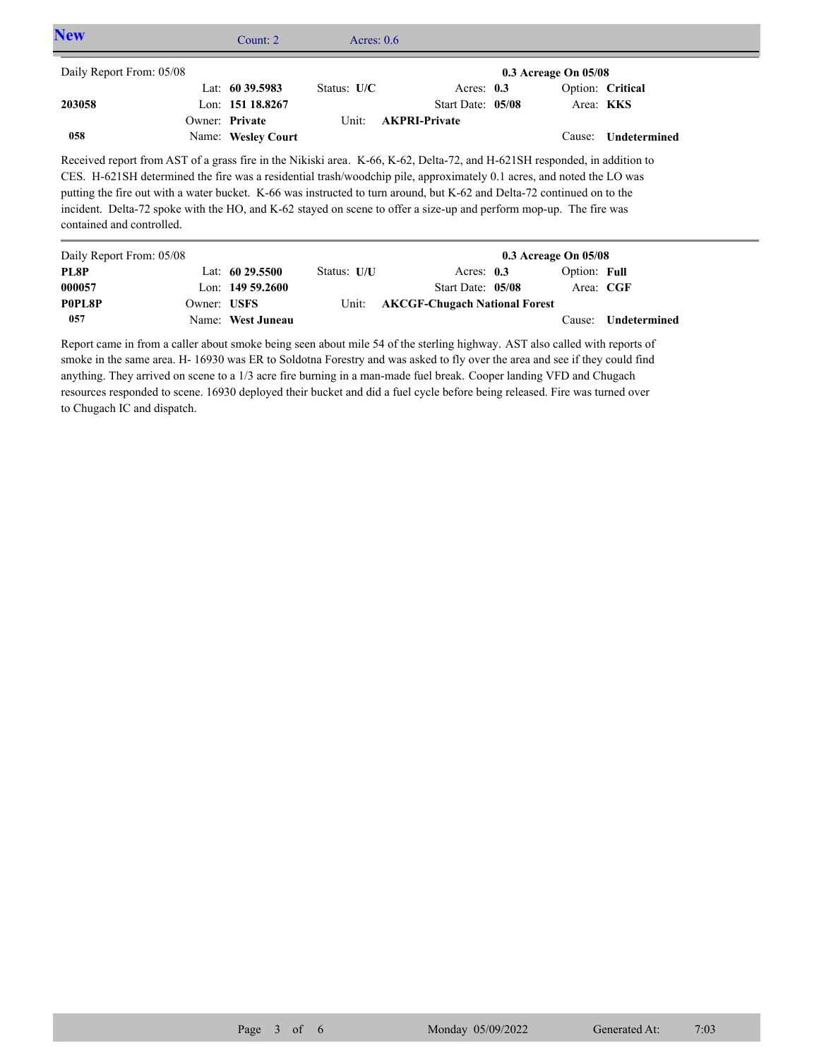## New

Count: 2 Acres: 0.6

Daily Report From: 05/08 — **0.3 Acreage On 05/08**

| | | | | |
|---|---|---|---|---|
| | Lat: **60 39.5983** | Status: **U/C** | Acres: **0.3** | Option: **Critical** |
| **203058** | Lon: **151 18.8267** | | Start Date: **05/08** | Area: **KKS** |
| | Owner: **Private** | Unit: **AKPRI-Private** | | |
| **058** | Name: **Wesley Court** | | | Cause: **Undetermined** |

Received report from AST of a grass fire in the Nikiski area. K-66, K-62, Delta-72, and H-621SH responded, in addition to CES. H-621SH determined the fire was a residential trash/woodchip pile, approximately 0.1 acres, and noted the LO was putting the fire out with a water bucket. K-66 was instructed to turn around, but K-62 and Delta-72 continued on to the incident. Delta-72 spoke with the HO, and K-62 stayed on scene to offer a size-up and perform mop-up. The fire was contained and controlled.

Daily Report From: 05/08 — **0.3 Acreage On 05/08**

| | | | | |
|---|---|---|---|---|
| **PL8P** | Lat: **60 29.5500** | Status: **U/U** | Acres: **0.3** | Option: **Full** |
| **000057** | Lon: **149 59.2600** | | Start Date: **05/08** | Area: **CGF** |
| **P0PL8P** | Owner: **USFS** | Unit: **AKCGF-Chugach National Forest** | | |
| **057** | Name: **West Juneau** | | | Cause: **Undetermined** |

Report came in from a caller about smoke being seen about mile 54 of the sterling highway. AST also called with reports of smoke in the same area. H- 16930 was ER to Soldotna Forestry and was asked to fly over the area and see if they could find anything. They arrived on scene to a 1/3 acre fire burning in a man-made fuel break. Cooper landing VFD and Chugach resources responded to scene. 16930 deployed their bucket and did a fuel cycle before being released. Fire was turned over to Chugach IC and dispatch.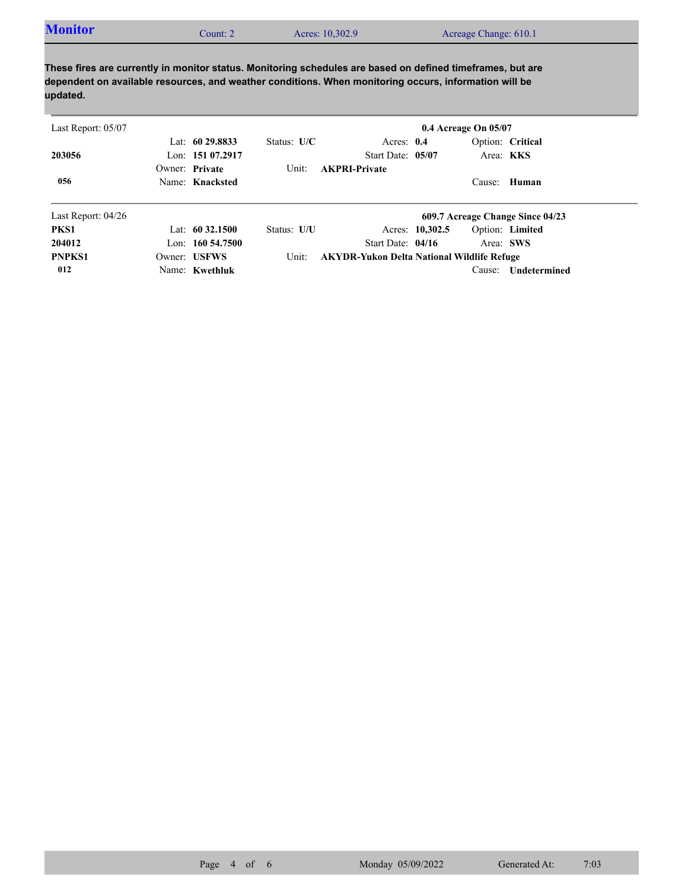## Monitor

Count: 2 | Acres: 10,302.9 | Acreage Change: 610.1

**These fires are currently in monitor status. Monitoring schedules are based on defined timeframes, but are dependent on available resources, and weather conditions. When monitoring occurs, information will be updated.**

---

Last Report: 05/07 — **0.4 Acreage On 05/07**

| | | | | |
|---|---|---|---|---|
| | Lat: **60 29.8833** | Status: **U/C** | Acres: **0.4** | Option: **Critical** |
| **203056** | Lon: **151 07.2917** | | Start Date: **05/07** | Area: **KKS** |
| | Owner: **Private** | Unit: **AKPRI-Private** | | |
| **056** | Name: **Knacksted** | | | Cause: **Human** |

---

Last Report: 04/26 — **609.7 Acreage Change Since 04/23**

| | | | | |
|---|---|---|---|---|
| **PKS1** | Lat: **60 32.1500** | Status: **U/U** | Acres: **10,302.5** | Option: **Limited** |
| **204012** | Lon: **160 54.7500** | | Start Date: **04/16** | Area: **SWS** |
| **PNPKS1** | Owner: **USFWS** | Unit: **AKYDR-Yukon Delta National Wildlife Refuge** | | |
| **012** | Name: **Kwethluk** | | | Cause: **Undetermined** |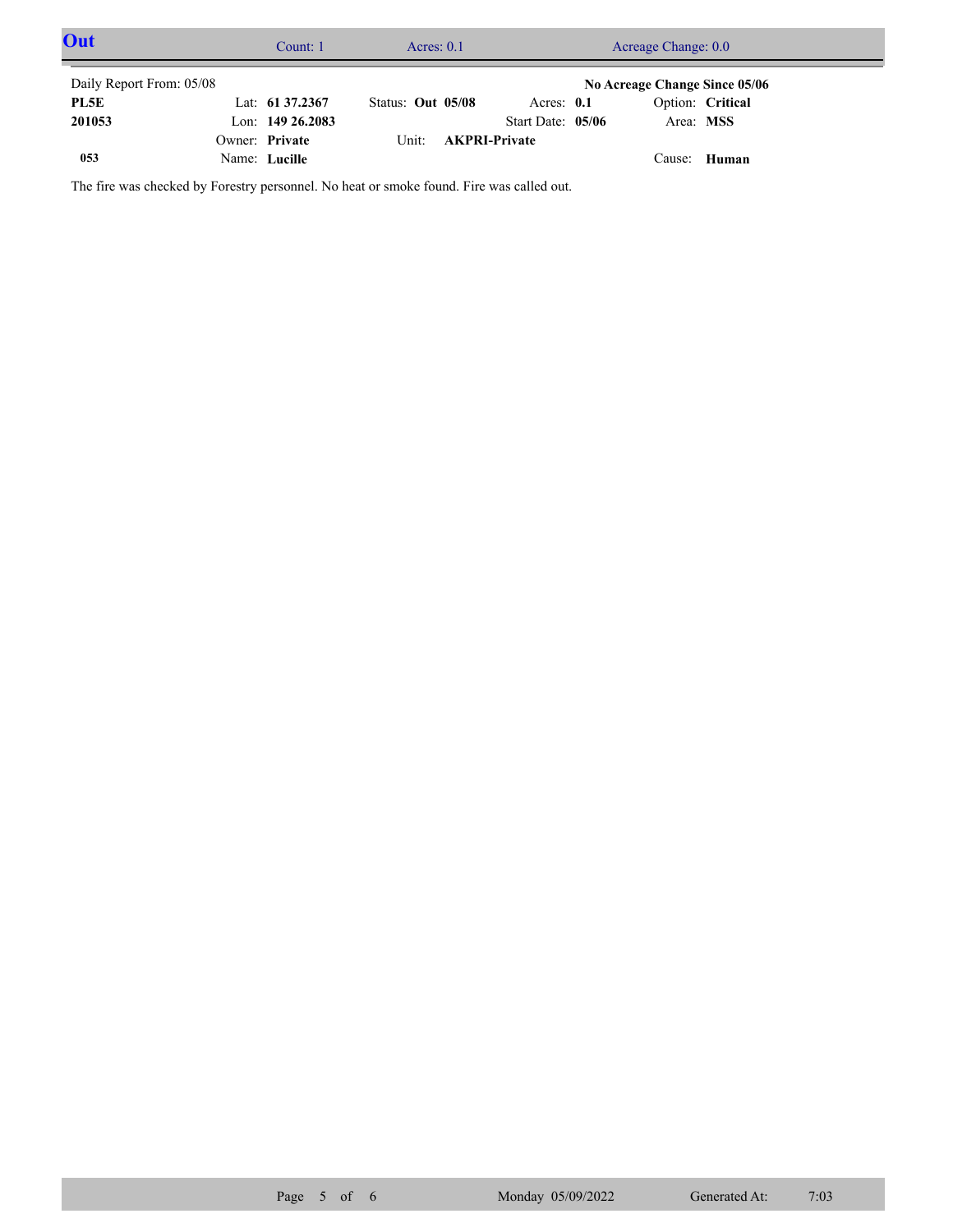## Out

Count: 1 | Acres: 0.1 | Acreage Change: 0.0

Daily Report From: 05/08

**No Acreage Change Since 05/06**

| | | | | |
|---|---|---|---|---|
| **PL5E** | Lat: **61 37.2367** | Status: **Out 05/08** | Acres: **0.1** | Option: **Critical** |
| **201053** | Lon: **149 26.2083** | | Start Date: **05/06** | Area: **MSS** |
| | Owner: **Private** | Unit: **AKPRI-Private** | | |
| **053** | Name: **Lucille** | | | Cause: **Human** |

The fire was checked by Forestry personnel. No heat or smoke found. Fire was called out.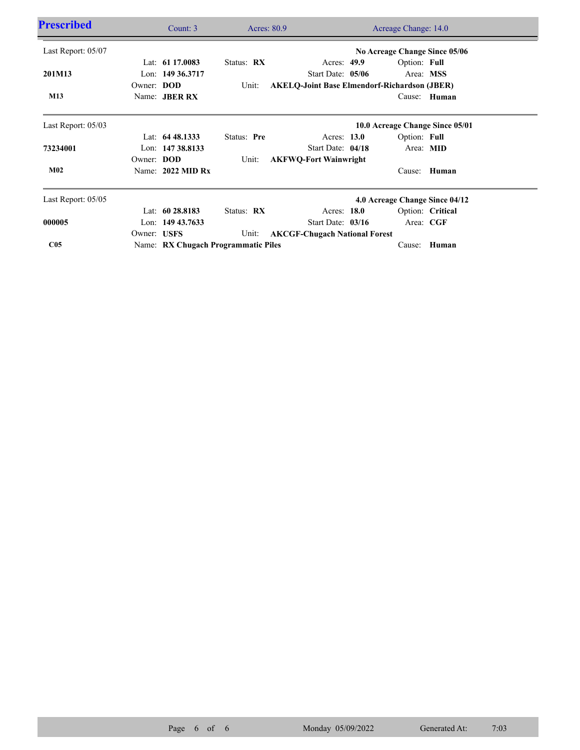## Prescribed

Count: 3 Acres: 80.9 Acreage Change: 14.0

---

Last Report: 05/07 **No Acreage Change Since 05/06**

**201M13**

**M13**

Lat: **61 17.0083** Status: **RX** Acres: **49.9** Option: **Full**

Lon: **149 36.3717** Start Date: **05/06** Area: **MSS**

Owner: **DOD** Unit: **AKELQ-Joint Base Elmendorf-Richardson (JBER)**

Name: **JBER RX** Cause: **Human**

---

Last Report: 05/03 **10.0 Acreage Change Since 05/01**

**73234001**

**M02**

Lat: **64 48.1333** Status: **Pre** Acres: **13.0** Option: **Full**

Lon: **147 38.8133** Start Date: **04/18** Area: **MID**

Owner: **DOD** Unit: **AKFWQ-Fort Wainwright**

Name: **2022 MID Rx** Cause: **Human**

---

Last Report: 05/05 **4.0 Acreage Change Since 04/12**

**000005**

**C05**

Lat: **60 28.8183** Status: **RX** Acres: **18.0** Option: **Critical**

Lon: **149 43.7633** Start Date: **03/16** Area: **CGF**

Owner: **USFS** Unit: **AKCGF-Chugach National Forest**

Name: **RX Chugach Programmatic Piles** Cause: **Human**

Monday 05/09/2022 Generated At: 7:03